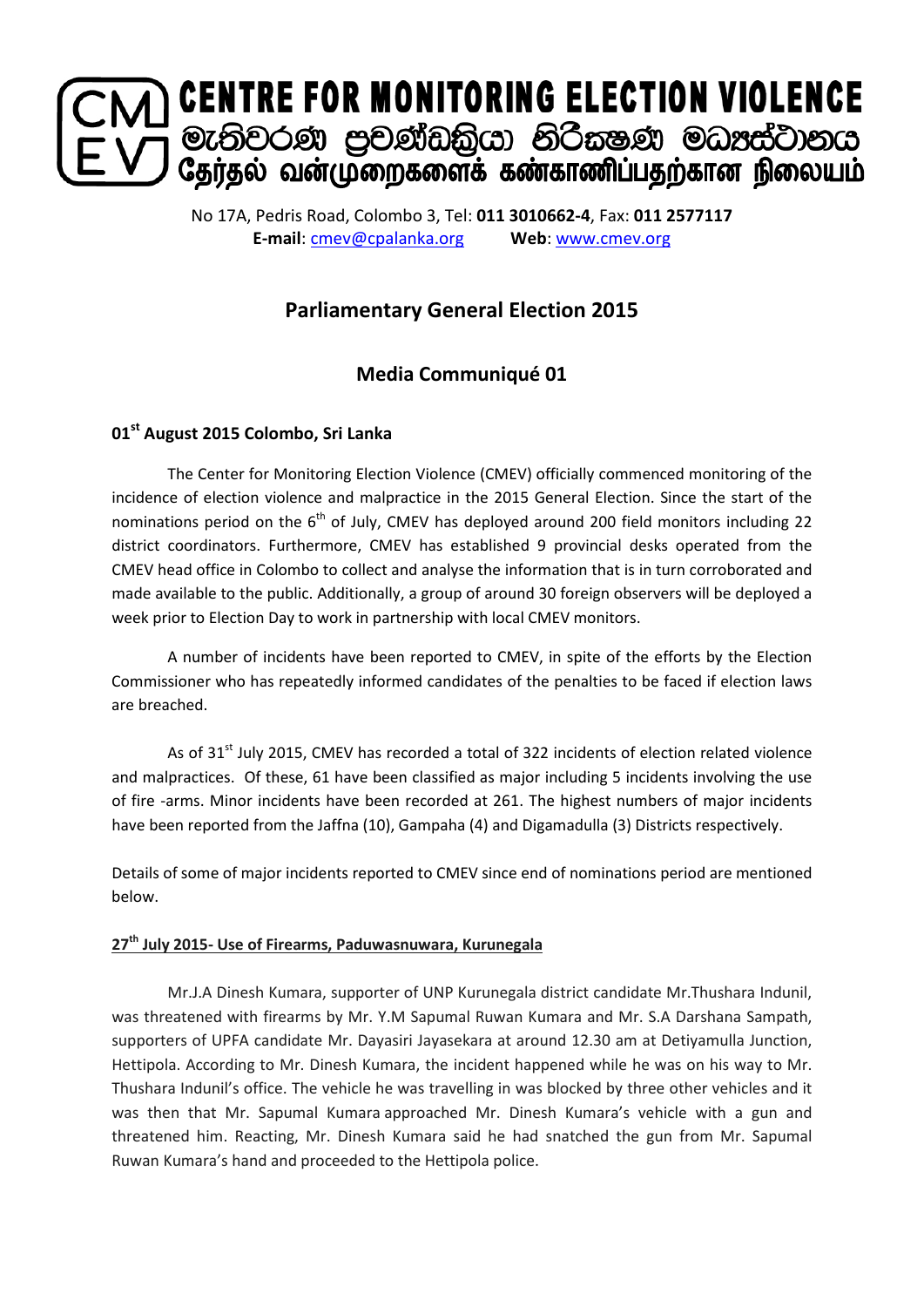# CENTRE FOR MONITORING ELECTION VIOLENCE

මැතිවරණ ප්‍රචණ්ඩත්වය නිරීක්ෂණ මධ්‍යස්ථානය

தேர்தல் வன்முறைகளைக் கண்காணிப்பதற்கான நிலையம்

No 17A, Pedris Road, Colombo 3, Tel: **011 3010662-4**, Fax: **011 2577117**
**E-mail**: cmev@cpalanka.org **Web**: www.cmev.org

## Parliamentary General Election 2015

## Media Communiqué 01

**01st August 2015 Colombo, Sri Lanka**

The Center for Monitoring Election Violence (CMEV) officially commenced monitoring of the incidence of election violence and malpractice in the 2015 General Election. Since the start of the nominations period on the 6th of July, CMEV has deployed around 200 field monitors including 22 district coordinators. Furthermore, CMEV has established 9 provincial desks operated from the CMEV head office in Colombo to collect and analyse the information that is in turn corroborated and made available to the public. Additionally, a group of around 30 foreign observers will be deployed a week prior to Election Day to work in partnership with local CMEV monitors.

A number of incidents have been reported to CMEV, in spite of the efforts by the Election Commissioner who has repeatedly informed candidates of the penalties to be faced if election laws are breached.

As of 31st July 2015, CMEV has recorded a total of 322 incidents of election related violence and malpractices. Of these, 61 have been classified as major including 5 incidents involving the use of fire -arms. Minor incidents have been recorded at 261. The highest numbers of major incidents have been reported from the Jaffna (10), Gampaha (4) and Digamadulla (3) Districts respectively.

Details of some of major incidents reported to CMEV since end of nominations period are mentioned below.

**27th July 2015- Use of Firearms, Paduwasnuwara, Kurunegala**

Mr.J.A Dinesh Kumara, supporter of UNP Kurunegala district candidate Mr.Thushara Indunil, was threatened with firearms by Mr. Y.M Sapumal Ruwan Kumara and Mr. S.A Darshana Sampath, supporters of UPFA candidate Mr. Dayasiri Jayasekara at around 12.30 am at Detiyamulla Junction, Hettipola. According to Mr. Dinesh Kumara, the incident happened while he was on his way to Mr. Thushara Indunil's office. The vehicle he was travelling in was blocked by three other vehicles and it was then that Mr. Sapumal Kumara approached Mr. Dinesh Kumara's vehicle with a gun and threatened him. Reacting, Mr. Dinesh Kumara said he had snatched the gun from Mr. Sapumal Ruwan Kumara's hand and proceeded to the Hettipola police.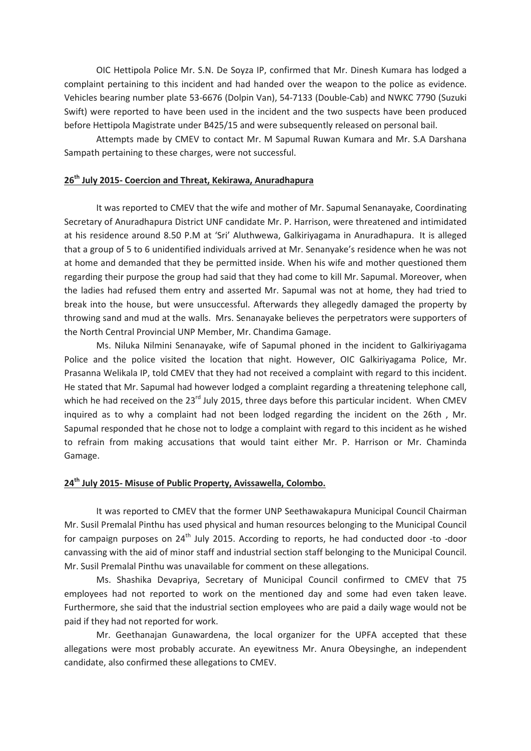OIC Hettipola Police Mr. S.N. De Soyza IP, confirmed that Mr. Dinesh Kumara has lodged a complaint pertaining to this incident and had handed over the weapon to the police as evidence. Vehicles bearing number plate 53-6676 (Dolpin Van), 54-7133 (Double-Cab) and NWKC 7790 (Suzuki Swift) were reported to have been used in the incident and the two suspects have been produced before Hettipola Magistrate under B425/15 and were subsequently released on personal bail.

Attempts made by CMEV to contact Mr. M Sapumal Ruwan Kumara and Mr. S.A Darshana Sampath pertaining to these charges, were not successful.

## 26th July 2015- Coercion and Threat, Kekirawa, Anuradhapura

It was reported to CMEV that the wife and mother of Mr. Sapumal Senanayake, Coordinating Secretary of Anuradhapura District UNF candidate Mr. P. Harrison, were threatened and intimidated at his residence around 8.50 P.M at 'Sri' Aluthwewa, Galkiriyagama in Anuradhapura. It is alleged that a group of 5 to 6 unidentified individuals arrived at Mr. Senanyake's residence when he was not at home and demanded that they be permitted inside. When his wife and mother questioned them regarding their purpose the group had said that they had come to kill Mr. Sapumal. Moreover, when the ladies had refused them entry and asserted Mr. Sapumal was not at home, they had tried to break into the house, but were unsuccessful. Afterwards they allegedly damaged the property by throwing sand and mud at the walls. Mrs. Senanayake believes the perpetrators were supporters of the North Central Provincial UNP Member, Mr. Chandima Gamage.

Ms. Niluka Nilmini Senanayake, wife of Sapumal phoned in the incident to Galkiriyagama Police and the police visited the location that night. However, OIC Galkiriyagama Police, Mr. Prasanna Welikala IP, told CMEV that they had not received a complaint with regard to this incident. He stated that Mr. Sapumal had however lodged a complaint regarding a threatening telephone call, which he had received on the 23rd July 2015, three days before this particular incident. When CMEV inquired as to why a complaint had not been lodged regarding the incident on the 26th , Mr. Sapumal responded that he chose not to lodge a complaint with regard to this incident as he wished to refrain from making accusations that would taint either Mr. P. Harrison or Mr. Chaminda Gamage.

## 24th July 2015- Misuse of Public Property, Avissawella, Colombo.

It was reported to CMEV that the former UNP Seethawakapura Municipal Council Chairman Mr. Susil Premalal Pinthu has used physical and human resources belonging to the Municipal Council for campaign purposes on 24th July 2015. According to reports, he had conducted door -to -door canvassing with the aid of minor staff and industrial section staff belonging to the Municipal Council. Mr. Susil Premalal Pinthu was unavailable for comment on these allegations.

Ms. Shashika Devapriya, Secretary of Municipal Council confirmed to CMEV that 75 employees had not reported to work on the mentioned day and some had even taken leave. Furthermore, she said that the industrial section employees who are paid a daily wage would not be paid if they had not reported for work.

Mr. Geethanajan Gunawardena, the local organizer for the UPFA accepted that these allegations were most probably accurate. An eyewitness Mr. Anura Obeysinghe, an independent candidate, also confirmed these allegations to CMEV.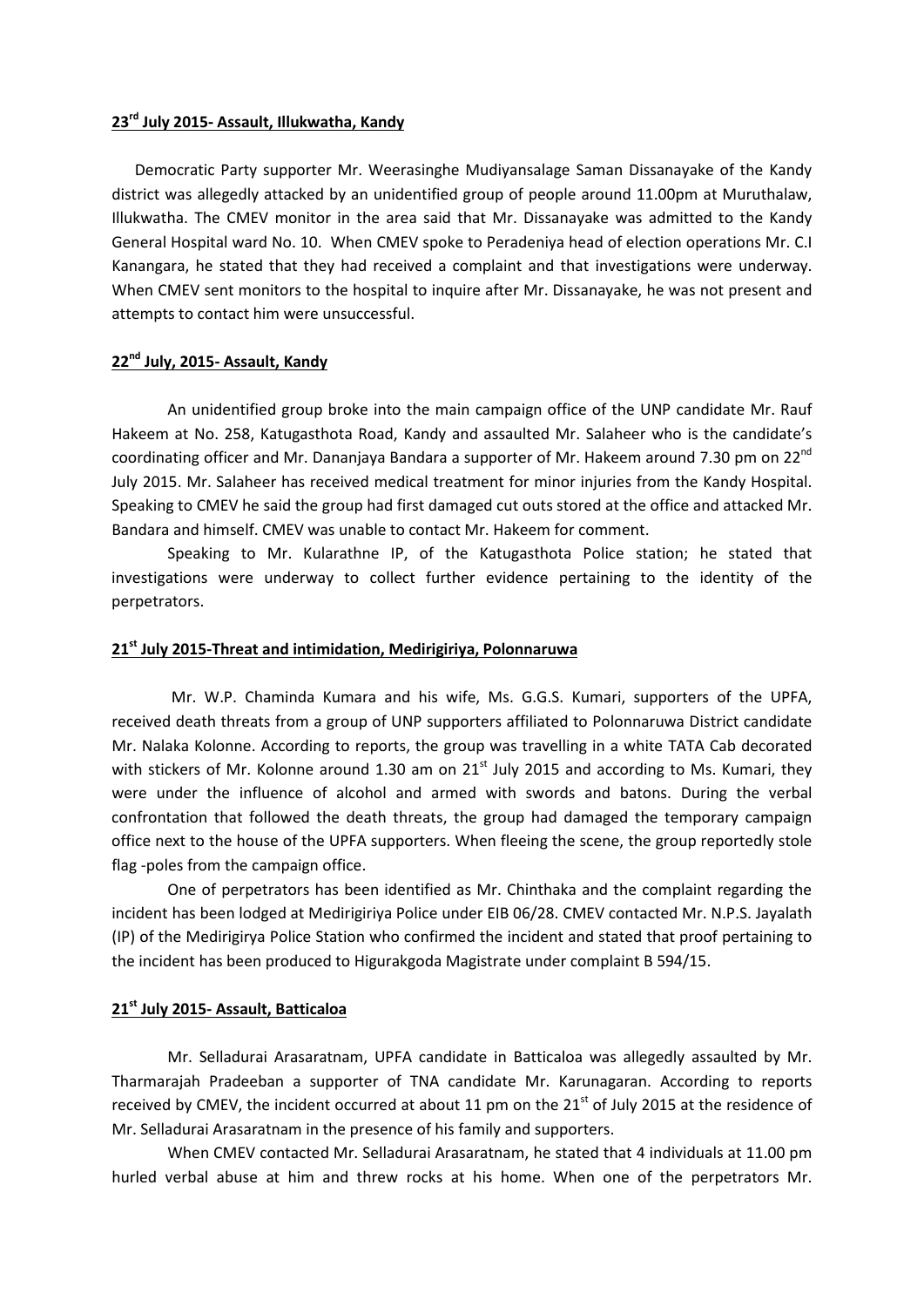**23rd July 2015- Assault, Illukwatha, Kandy**

Democratic Party supporter Mr. Weerasinghe Mudiyansalage Saman Dissanayake of the Kandy district was allegedly attacked by an unidentified group of people around 11.00pm at Muruthalaw, Illukwatha. The CMEV monitor in the area said that Mr. Dissanayake was admitted to the Kandy General Hospital ward No. 10. When CMEV spoke to Peradeniya head of election operations Mr. C.I Kanangara, he stated that they had received a complaint and that investigations were underway. When CMEV sent monitors to the hospital to inquire after Mr. Dissanayake, he was not present and attempts to contact him were unsuccessful.

**22nd July, 2015- Assault, Kandy**

An unidentified group broke into the main campaign office of the UNP candidate Mr. Rauf Hakeem at No. 258, Katugasthota Road, Kandy and assaulted Mr. Salaheer who is the candidate's coordinating officer and Mr. Dananjaya Bandara a supporter of Mr. Hakeem around 7.30 pm on 22nd July 2015. Mr. Salaheer has received medical treatment for minor injuries from the Kandy Hospital. Speaking to CMEV he said the group had first damaged cut outs stored at the office and attacked Mr. Bandara and himself. CMEV was unable to contact Mr. Hakeem for comment.

Speaking to Mr. Kularathne IP, of the Katugasthota Police station; he stated that investigations were underway to collect further evidence pertaining to the identity of the perpetrators.

**21st July 2015-Threat and intimidation, Medirigiriya, Polonnaruwa**

Mr. W.P. Chaminda Kumara and his wife, Ms. G.G.S. Kumari, supporters of the UPFA, received death threats from a group of UNP supporters affiliated to Polonnaruwa District candidate Mr. Nalaka Kolonne. According to reports, the group was travelling in a white TATA Cab decorated with stickers of Mr. Kolonne around 1.30 am on 21st July 2015 and according to Ms. Kumari, they were under the influence of alcohol and armed with swords and batons. During the verbal confrontation that followed the death threats, the group had damaged the temporary campaign office next to the house of the UPFA supporters. When fleeing the scene, the group reportedly stole flag -poles from the campaign office.

One of perpetrators has been identified as Mr. Chinthaka and the complaint regarding the incident has been lodged at Medirigiriya Police under EIB 06/28. CMEV contacted Mr. N.P.S. Jayalath (IP) of the Medirigirya Police Station who confirmed the incident and stated that proof pertaining to the incident has been produced to Higurakgoda Magistrate under complaint B 594/15.

**21st July 2015- Assault, Batticaloa**

Mr. Selladurai Arasaratnam, UPFA candidate in Batticaloa was allegedly assaulted by Mr. Tharmarajah Pradeeban a supporter of TNA candidate Mr. Karunagaran. According to reports received by CMEV, the incident occurred at about 11 pm on the 21st of July 2015 at the residence of Mr. Selladurai Arasaratnam in the presence of his family and supporters.

When CMEV contacted Mr. Selladurai Arasaratnam, he stated that 4 individuals at 11.00 pm hurled verbal abuse at him and threw rocks at his home. When one of the perpetrators Mr.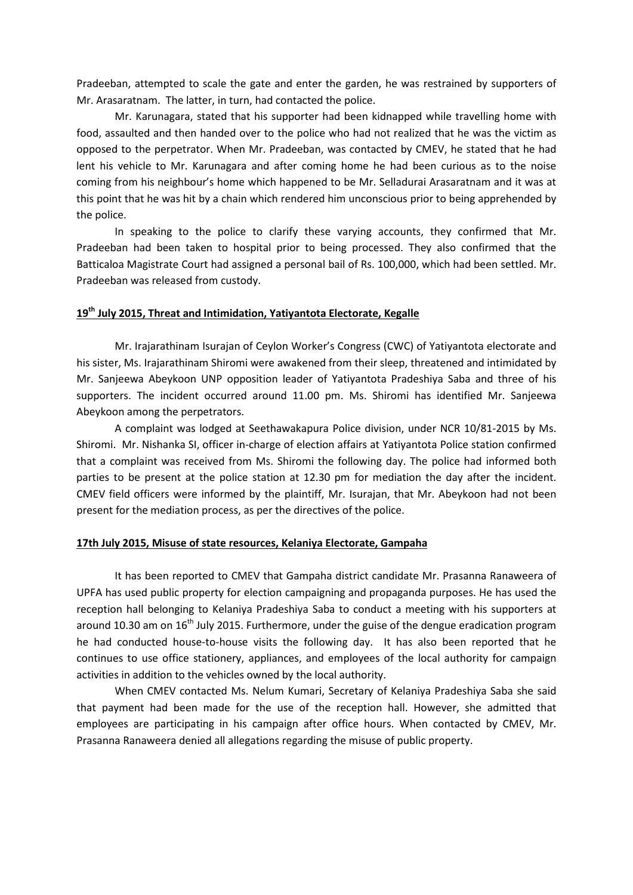Pradeeban, attempted to scale the gate and enter the garden, he was restrained by supporters of Mr. Arasaratnam. The latter, in turn, had contacted the police.

Mr. Karunagara, stated that his supporter had been kidnapped while travelling home with food, assaulted and then handed over to the police who had not realized that he was the victim as opposed to the perpetrator. When Mr. Pradeeban, was contacted by CMEV, he stated that he had lent his vehicle to Mr. Karunagara and after coming home he had been curious as to the noise coming from his neighbour's home which happened to be Mr. Selladurai Arasaratnam and it was at this point that he was hit by a chain which rendered him unconscious prior to being apprehended by the police.

In speaking to the police to clarify these varying accounts, they confirmed that Mr. Pradeeban had been taken to hospital prior to being processed. They also confirmed that the Batticaloa Magistrate Court had assigned a personal bail of Rs. 100,000, which had been settled. Mr. Pradeeban was released from custody.

**19th July 2015, Threat and Intimidation, Yatiyantota Electorate, Kegalle**

Mr. Irajarathinam Isurajan of Ceylon Worker's Congress (CWC) of Yatiyantota electorate and his sister, Ms. Irajarathinam Shiromi were awakened from their sleep, threatened and intimidated by Mr. Sanjeewa Abeykoon UNP opposition leader of Yatiyantota Pradeshiya Saba and three of his supporters. The incident occurred around 11.00 pm. Ms. Shiromi has identified Mr. Sanjeewa Abeykoon among the perpetrators.

A complaint was lodged at Seethawakapura Police division, under NCR 10/81-2015 by Ms. Shiromi. Mr. Nishanka SI, officer in-charge of election affairs at Yatiyantota Police station confirmed that a complaint was received from Ms. Shiromi the following day. The police had informed both parties to be present at the police station at 12.30 pm for mediation the day after the incident. CMEV field officers were informed by the plaintiff, Mr. Isurajan, that Mr. Abeykoon had not been present for the mediation process, as per the directives of the police.

**17th July 2015, Misuse of state resources, Kelaniya Electorate, Gampaha**

It has been reported to CMEV that Gampaha district candidate Mr. Prasanna Ranaweera of UPFA has used public property for election campaigning and propaganda purposes. He has used the reception hall belonging to Kelaniya Pradeshiya Saba to conduct a meeting with his supporters at around 10.30 am on 16th July 2015. Furthermore, under the guise of the dengue eradication program he had conducted house-to-house visits the following day. It has also been reported that he continues to use office stationery, appliances, and employees of the local authority for campaign activities in addition to the vehicles owned by the local authority.

When CMEV contacted Ms. Nelum Kumari, Secretary of Kelaniya Pradeshiya Saba she said that payment had been made for the use of the reception hall. However, she admitted that employees are participating in his campaign after office hours. When contacted by CMEV, Mr. Prasanna Ranaweera denied all allegations regarding the misuse of public property.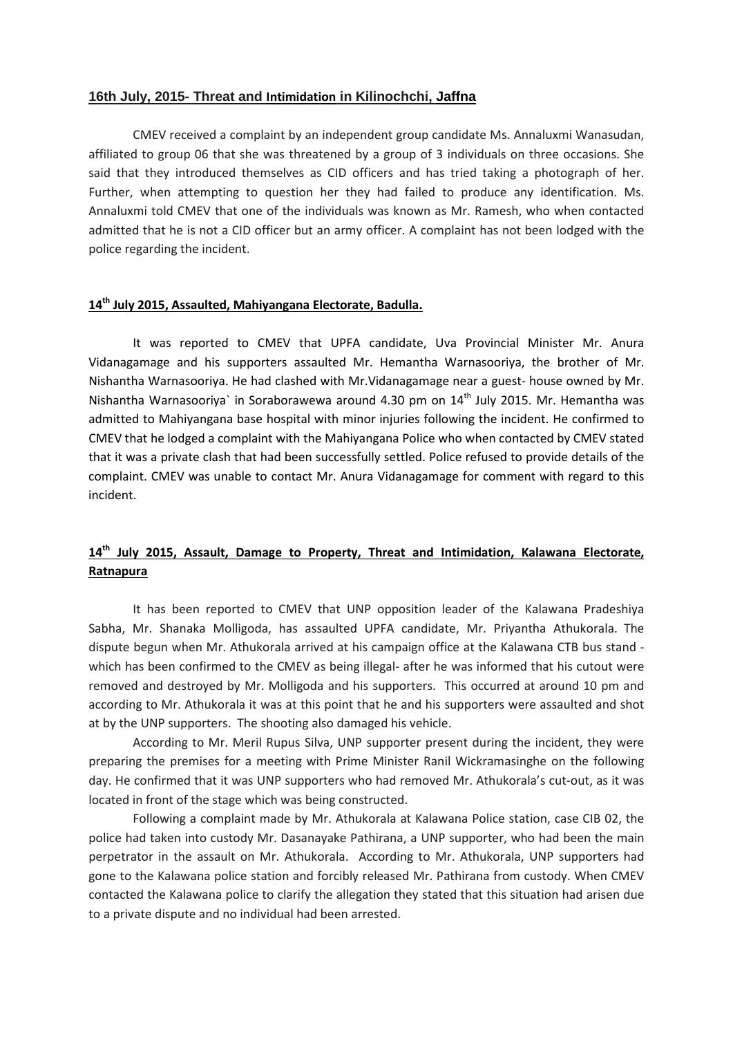### 16th July, 2015- Threat and Intimidation in Kilinochchi, Jaffna

CMEV received a complaint by an independent group candidate Ms. Annaluxmi Wanasudan, affiliated to group 06 that she was threatened by a group of 3 individuals on three occasions. She said that they introduced themselves as CID officers and has tried taking a photograph of her. Further, when attempting to question her they had failed to produce any identification. Ms. Annaluxmi told CMEV that one of the individuals was known as Mr. Ramesh, who when contacted admitted that he is not a CID officer but an army officer. A complaint has not been lodged with the police regarding the incident.

### 14th July 2015, Assaulted, Mahiyangana Electorate, Badulla.

It was reported to CMEV that UPFA candidate, Uva Provincial Minister Mr. Anura Vidanagamage and his supporters assaulted Mr. Hemantha Warnasooriya, the brother of Mr. Nishantha Warnasooriya. He had clashed with Mr.Vidanagamage near a guest- house owned by Mr. Nishantha Warnasooriya` in Soraborawewa around 4.30 pm on 14th July 2015. Mr. Hemantha was admitted to Mahiyangana base hospital with minor injuries following the incident. He confirmed to CMEV that he lodged a complaint with the Mahiyangana Police who when contacted by CMEV stated that it was a private clash that had been successfully settled. Police refused to provide details of the complaint. CMEV was unable to contact Mr. Anura Vidanagamage for comment with regard to this incident.

### 14th July 2015, Assault, Damage to Property, Threat and Intimidation, Kalawana Electorate, Ratnapura

It has been reported to CMEV that UNP opposition leader of the Kalawana Pradeshiya Sabha, Mr. Shanaka Molligoda, has assaulted UPFA candidate, Mr. Priyantha Athukorala. The dispute begun when Mr. Athukorala arrived at his campaign office at the Kalawana CTB bus stand - which has been confirmed to the CMEV as being illegal- after he was informed that his cutout were removed and destroyed by Mr. Molligoda and his supporters. This occurred at around 10 pm and according to Mr. Athukorala it was at this point that he and his supporters were assaulted and shot at by the UNP supporters. The shooting also damaged his vehicle.

According to Mr. Meril Rupus Silva, UNP supporter present during the incident, they were preparing the premises for a meeting with Prime Minister Ranil Wickramasinghe on the following day. He confirmed that it was UNP supporters who had removed Mr. Athukorala's cut-out, as it was located in front of the stage which was being constructed.

Following a complaint made by Mr. Athukorala at Kalawana Police station, case CIB 02, the police had taken into custody Mr. Dasanayake Pathirana, a UNP supporter, who had been the main perpetrator in the assault on Mr. Athukorala. According to Mr. Athukorala, UNP supporters had gone to the Kalawana police station and forcibly released Mr. Pathirana from custody. When CMEV contacted the Kalawana police to clarify the allegation they stated that this situation had arisen due to a private dispute and no individual had been arrested.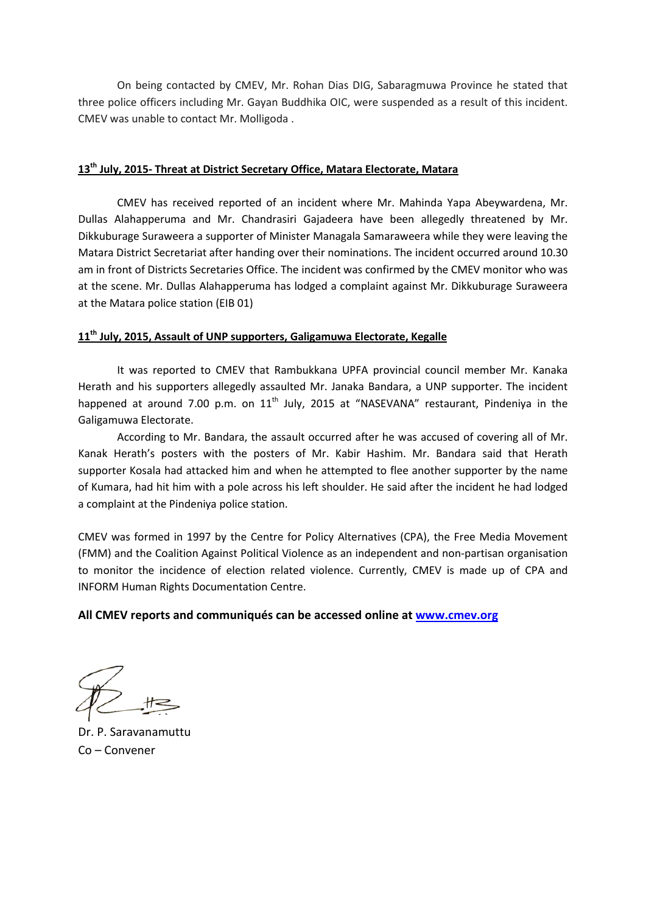On being contacted by CMEV, Mr. Rohan Dias DIG, Sabaragmuwa Province he stated that three police officers including Mr. Gayan Buddhika OIC, were suspended as a result of this incident. CMEV was unable to contact Mr. Molligoda .

**13th July, 2015- Threat at District Secretary Office, Matara Electorate, Matara**

CMEV has received reported of an incident where Mr. Mahinda Yapa Abeywardena, Mr. Dullas Alahapperuma and Mr. Chandrasiri Gajadeera have been allegedly threatened by Mr. Dikkuburage Suraweera a supporter of Minister Managala Samaraweera while they were leaving the Matara District Secretariat after handing over their nominations. The incident occurred around 10.30 am in front of Districts Secretaries Office. The incident was confirmed by the CMEV monitor who was at the scene. Mr. Dullas Alahapperuma has lodged a complaint against Mr. Dikkuburage Suraweera at the Matara police station (EIB 01)

**11th July, 2015, Assault of UNP supporters, Galigamuwa Electorate, Kegalle**

It was reported to CMEV that Rambukkana UPFA provincial council member Mr. Kanaka Herath and his supporters allegedly assaulted Mr. Janaka Bandara, a UNP supporter. The incident happened at around 7.00 p.m. on 11th July, 2015 at "NASEVANA" restaurant, Pindeniya in the Galigamuwa Electorate.

According to Mr. Bandara, the assault occurred after he was accused of covering all of Mr. Kanak Herath's posters with the posters of Mr. Kabir Hashim. Mr. Bandara said that Herath supporter Kosala had attacked him and when he attempted to flee another supporter by the name of Kumara, had hit him with a pole across his left shoulder. He said after the incident he had lodged a complaint at the Pindeniya police station.

CMEV was formed in 1997 by the Centre for Policy Alternatives (CPA), the Free Media Movement (FMM) and the Coalition Against Political Violence as an independent and non-partisan organisation to monitor the incidence of election related violence. Currently, CMEV is made up of CPA and INFORM Human Rights Documentation Centre.

**All CMEV reports and communiqués can be accessed online at www.cmev.org**

Dr. P. Saravanamuttu
Co – Convener